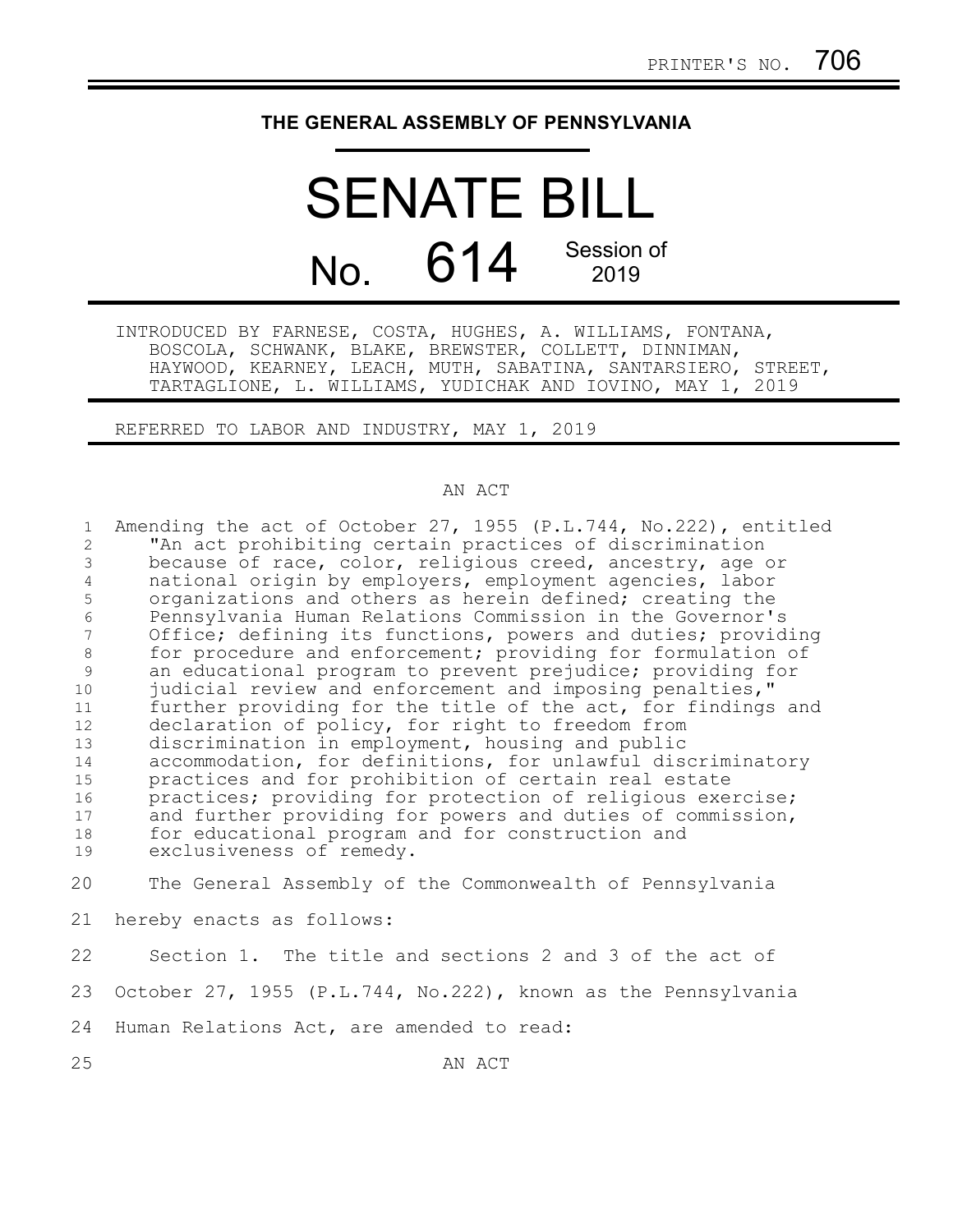PRINTER'S NO. 706

**THE GENERAL ASSEMBLY OF PENNSYLVANIA**

# SENATE BILL

## No. 614 Session of 2019

INTRODUCED BY FARNESE, COSTA, HUGHES, A. WILLIAMS, FONTANA, BOSCOLA, SCHWANK, BLAKE, BREWSTER, COLLETT, DINNIMAN, HAYWOOD, KEARNEY, LEACH, MUTH, SABATINA, SANTARSIERO, STREET, TARTAGLIONE, L. WILLIAMS, YUDICHAK AND IOVINO, MAY 1, 2019

REFERRED TO LABOR AND INDUSTRY, MAY 1, 2019

AN ACT

Amending the act of October 27, 1955 (P.L.744, No.222), entitled "An act prohibiting certain practices of discrimination because of race, color, religious creed, ancestry, age or national origin by employers, employment agencies, labor organizations and others as herein defined; creating the Pennsylvania Human Relations Commission in the Governor's Office; defining its functions, powers and duties; providing for procedure and enforcement; providing for formulation of an educational program to prevent prejudice; providing for judicial review and enforcement and imposing penalties," further providing for the title of the act, for findings and declaration of policy, for right to freedom from discrimination in employment, housing and public accommodation, for definitions, for unlawful discriminatory practices and for prohibition of certain real estate practices; providing for protection of religious exercise; and further providing for powers and duties of commission, for educational program and for construction and exclusiveness of remedy.

The General Assembly of the Commonwealth of Pennsylvania hereby enacts as follows:

Section 1. The title and sections 2 and 3 of the act of October 27, 1955 (P.L.744, No.222), known as the Pennsylvania Human Relations Act, are amended to read:

AN ACT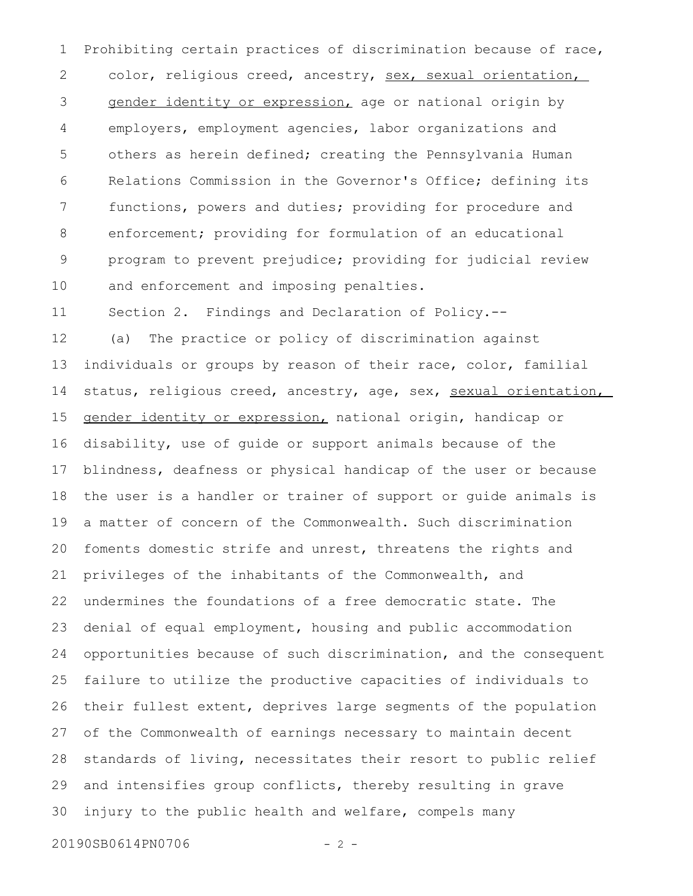Prohibiting certain practices of discrimination because of race, color, religious creed, ancestry, <u>sex, sexual orientation, gender identity or expression,</u> age or national origin by employers, employment agencies, labor organizations and others as herein defined; creating the Pennsylvania Human Relations Commission in the Governor's Office; defining its functions, powers and duties; providing for procedure and enforcement; providing for formulation of an educational program to prevent prejudice; providing for judicial review and enforcement and imposing penalties.

Section 2. Findings and Declaration of Policy.--

(a) The practice or policy of discrimination against individuals or groups by reason of their race, color, familial status, religious creed, ancestry, age, sex, <u>sexual orientation, gender identity or expression,</u> national origin, handicap or disability, use of guide or support animals because of the blindness, deafness or physical handicap of the user or because the user is a handler or trainer of support or guide animals is a matter of concern of the Commonwealth. Such discrimination foments domestic strife and unrest, threatens the rights and privileges of the inhabitants of the Commonwealth, and undermines the foundations of a free democratic state. The denial of equal employment, housing and public accommodation opportunities because of such discrimination, and the consequent failure to utilize the productive capacities of individuals to their fullest extent, deprives large segments of the population of the Commonwealth of earnings necessary to maintain decent standards of living, necessitates their resort to public relief and intensifies group conflicts, thereby resulting in grave injury to the public health and welfare, compels many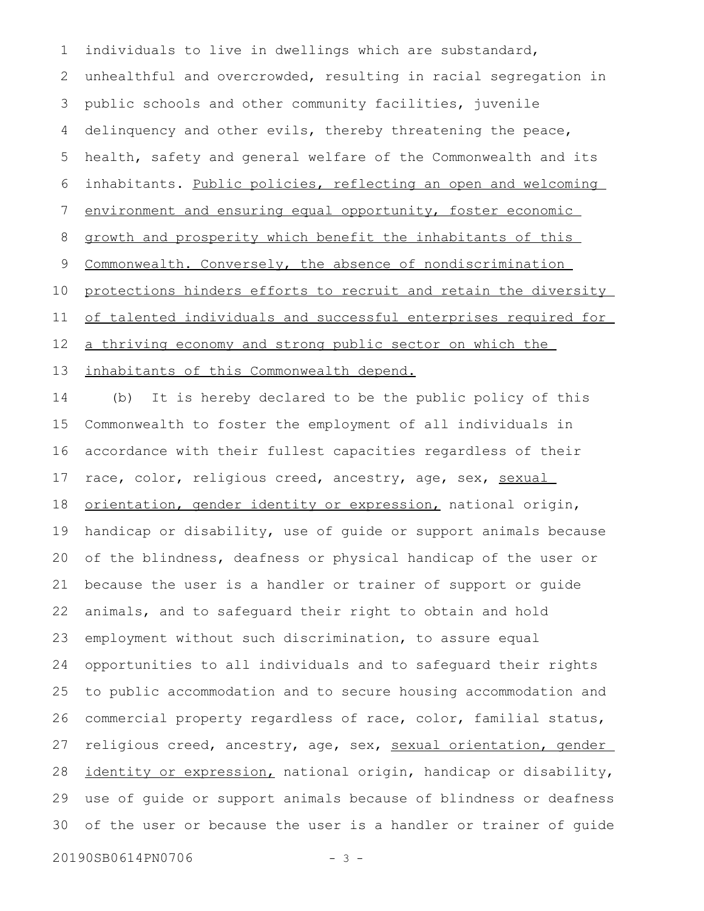individuals to live in dwellings which are substandard, unhealthful and overcrowded, resulting in racial segregation in public schools and other community facilities, juvenile delinquency and other evils, thereby threatening the peace, health, safety and general welfare of the Commonwealth and its inhabitants. <u>Public policies, reflecting an open and welcoming environment and ensuring equal opportunity, foster economic growth and prosperity which benefit the inhabitants of this Commonwealth. Conversely, the absence of nondiscrimination protections hinders efforts to recruit and retain the diversity of talented individuals and successful enterprises required for a thriving economy and strong public sector on which the inhabitants of this Commonwealth depend.</u>

(b) It is hereby declared to be the public policy of this Commonwealth to foster the employment of all individuals in accordance with their fullest capacities regardless of their race, color, religious creed, ancestry, age, sex, <u>sexual orientation, gender identity or expression,</u> national origin, handicap or disability, use of guide or support animals because of the blindness, deafness or physical handicap of the user or because the user is a handler or trainer of support or guide animals, and to safeguard their right to obtain and hold employment without such discrimination, to assure equal opportunities to all individuals and to safeguard their rights to public accommodation and to secure housing accommodation and commercial property regardless of race, color, familial status, religious creed, ancestry, age, sex, <u>sexual orientation, gender identity or expression,</u> national origin, handicap or disability, use of guide or support animals because of blindness or deafness of the user or because the user is a handler or trainer of guide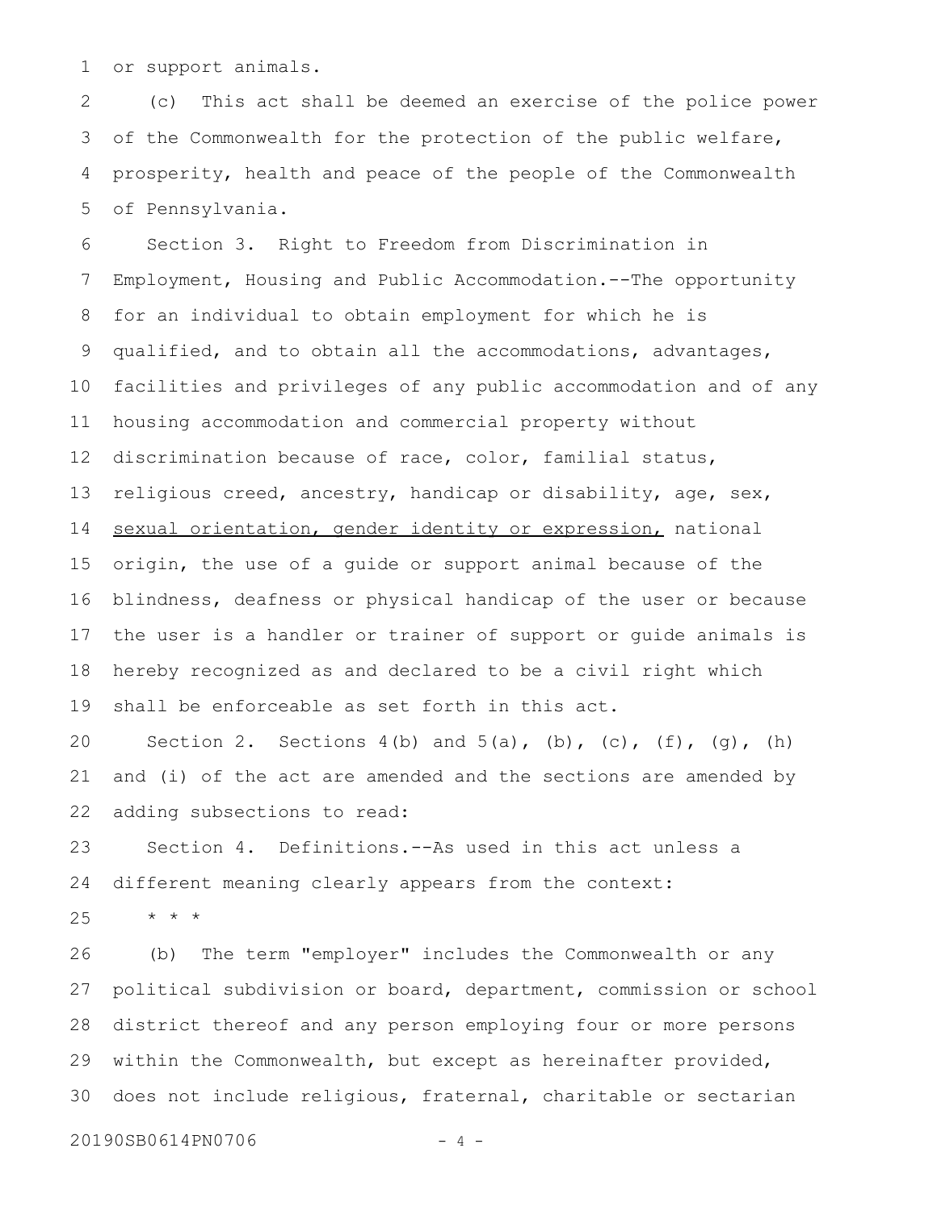or support animals.

(c) This act shall be deemed an exercise of the police power of the Commonwealth for the protection of the public welfare, prosperity, health and peace of the people of the Commonwealth of Pennsylvania.

Section 3. Right to Freedom from Discrimination in Employment, Housing and Public Accommodation.--The opportunity for an individual to obtain employment for which he is qualified, and to obtain all the accommodations, advantages, facilities and privileges of any public accommodation and of any housing accommodation and commercial property without discrimination because of race, color, familial status, religious creed, ancestry, handicap or disability, age, sex, <u>sexual orientation, gender identity or expression,</u> national origin, the use of a guide or support animal because of the blindness, deafness or physical handicap of the user or because the user is a handler or trainer of support or guide animals is hereby recognized as and declared to be a civil right which shall be enforceable as set forth in this act.

Section 2. Sections 4(b) and 5(a), (b), (c), (f), (g), (h) and (i) of the act are amended and the sections are amended by adding subsections to read:

Section 4. Definitions.--As used in this act unless a different meaning clearly appears from the context:

* * *

(b) The term "employer" includes the Commonwealth or any political subdivision or board, department, commission or school district thereof and any person employing four or more persons within the Commonwealth, but except as hereinafter provided, does not include religious, fraternal, charitable or sectarian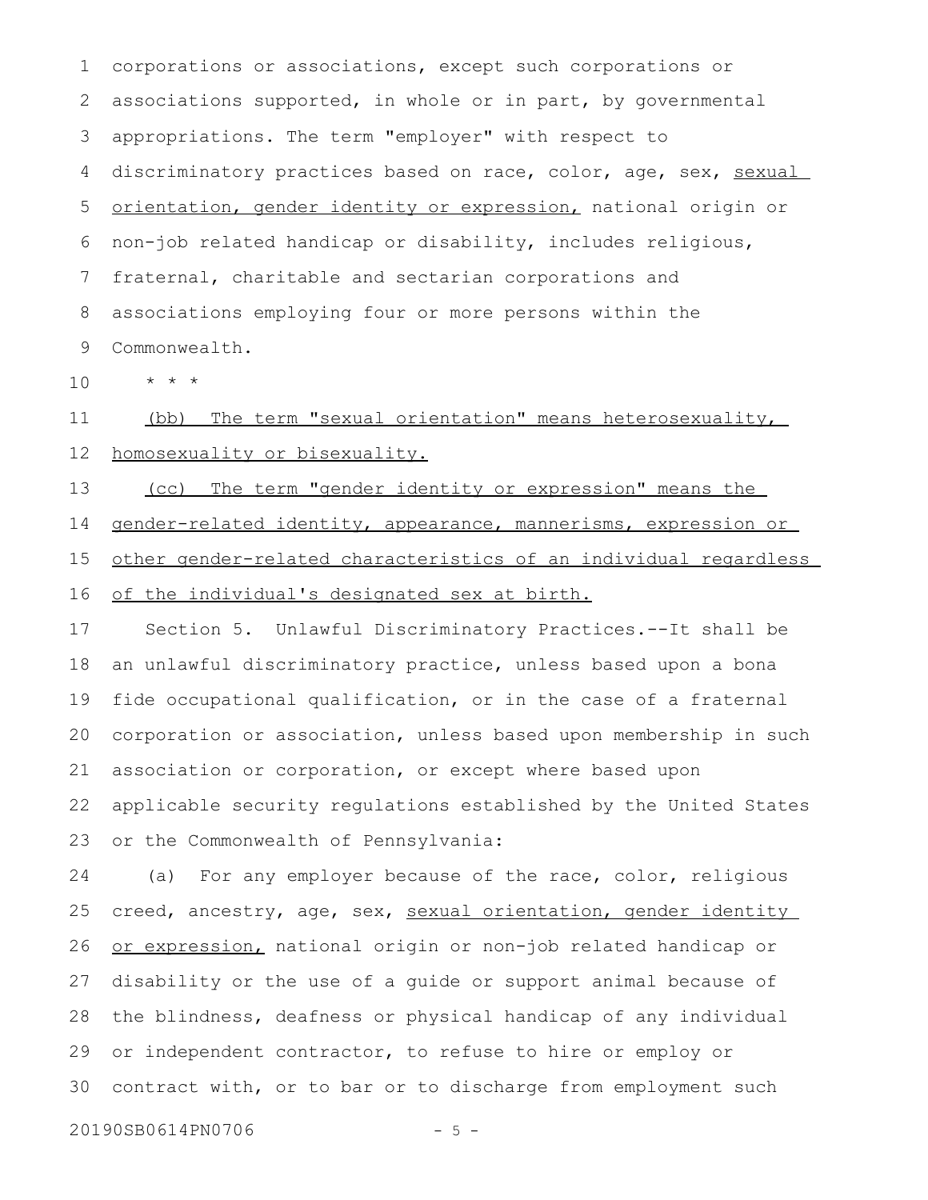corporations or associations, except such corporations or associations supported, in whole or in part, by governmental appropriations. The term "employer" with respect to discriminatory practices based on race, color, age, sex, <u>sexual orientation, gender identity or expression,</u> national origin or non-job related handicap or disability, includes religious, fraternal, charitable and sectarian corporations and associations employing four or more persons within the Commonwealth.

\* \* \*

<u>(bb) The term "sexual orientation" means heterosexuality, homosexuality or bisexuality.</u>

<u>(cc) The term "gender identity or expression" means the gender-related identity, appearance, mannerisms, expression or other gender-related characteristics of an individual regardless of the individual's designated sex at birth.</u>

Section 5. Unlawful Discriminatory Practices.--It shall be an unlawful discriminatory practice, unless based upon a bona fide occupational qualification, or in the case of a fraternal corporation or association, unless based upon membership in such association or corporation, or except where based upon applicable security regulations established by the United States or the Commonwealth of Pennsylvania:

(a) For any employer because of the race, color, religious creed, ancestry, age, sex, <u>sexual orientation, gender identity or expression,</u> national origin or non-job related handicap or disability or the use of a guide or support animal because of the blindness, deafness or physical handicap of any individual or independent contractor, to refuse to hire or employ or contract with, or to bar or to discharge from employment such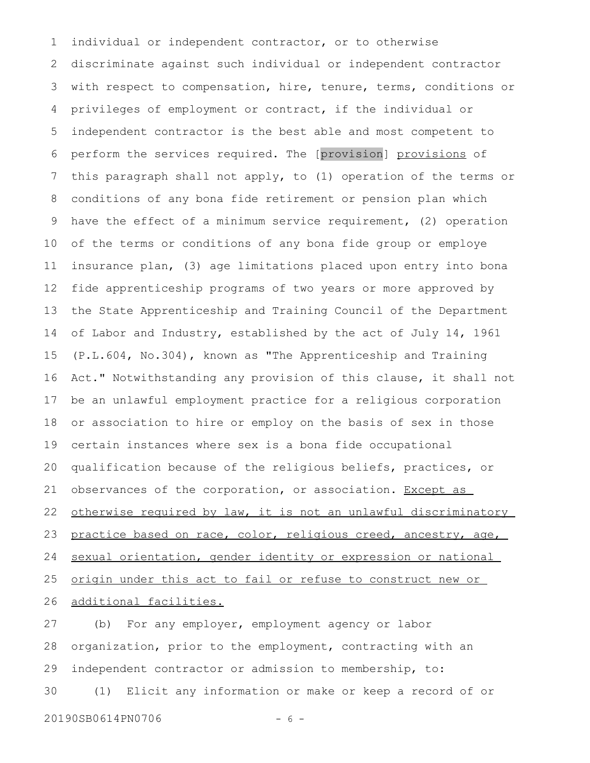individual or independent contractor, or to otherwise discriminate against such individual or independent contractor with respect to compensation, hire, tenure, terms, conditions or privileges of employment or contract, if the individual or independent contractor is the best able and most competent to perform the services required. The [provision] provisions of this paragraph shall not apply, to (1) operation of the terms or conditions of any bona fide retirement or pension plan which have the effect of a minimum service requirement, (2) operation of the terms or conditions of any bona fide group or employe insurance plan, (3) age limitations placed upon entry into bona fide apprenticeship programs of two years or more approved by the State Apprenticeship and Training Council of the Department of Labor and Industry, established by the act of July 14, 1961 (P.L.604, No.304), known as "The Apprenticeship and Training Act." Notwithstanding any provision of this clause, it shall not be an unlawful employment practice for a religious corporation or association to hire or employ on the basis of sex in those certain instances where sex is a bona fide occupational qualification because of the religious beliefs, practices, or observances of the corporation, or association. Except as otherwise required by law, it is not an unlawful discriminatory practice based on race, color, religious creed, ancestry, age, sexual orientation, gender identity or expression or national origin under this act to fail or refuse to construct new or additional facilities.

(b) For any employer, employment agency or labor organization, prior to the employment, contracting with an independent contractor or admission to membership, to:

(1) Elicit any information or make or keep a record of or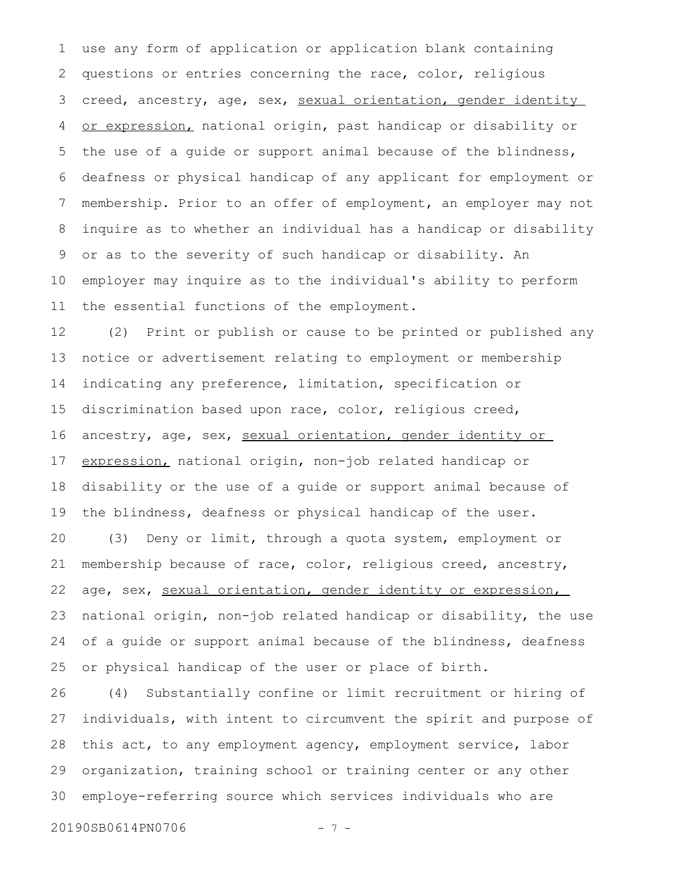use any form of application or application blank containing questions or entries concerning the race, color, religious creed, ancestry, age, sex, <u>sexual orientation, gender identity or expression,</u> national origin, past handicap or disability or the use of a guide or support animal because of the blindness, deafness or physical handicap of any applicant for employment or membership. Prior to an offer of employment, an employer may not inquire as to whether an individual has a handicap or disability or as to the severity of such handicap or disability. An employer may inquire as to the individual's ability to perform the essential functions of the employment.

(2) Print or publish or cause to be printed or published any notice or advertisement relating to employment or membership indicating any preference, limitation, specification or discrimination based upon race, color, religious creed, ancestry, age, sex, <u>sexual orientation, gender identity or expression,</u> national origin, non-job related handicap or disability or the use of a guide or support animal because of the blindness, deafness or physical handicap of the user.

(3) Deny or limit, through a quota system, employment or membership because of race, color, religious creed, ancestry, age, sex, <u>sexual orientation, gender identity or expression,</u> national origin, non-job related handicap or disability, the use of a guide or support animal because of the blindness, deafness or physical handicap of the user or place of birth.

(4) Substantially confine or limit recruitment or hiring of individuals, with intent to circumvent the spirit and purpose of this act, to any employment agency, employment service, labor organization, training school or training center or any other employe-referring source which services individuals who are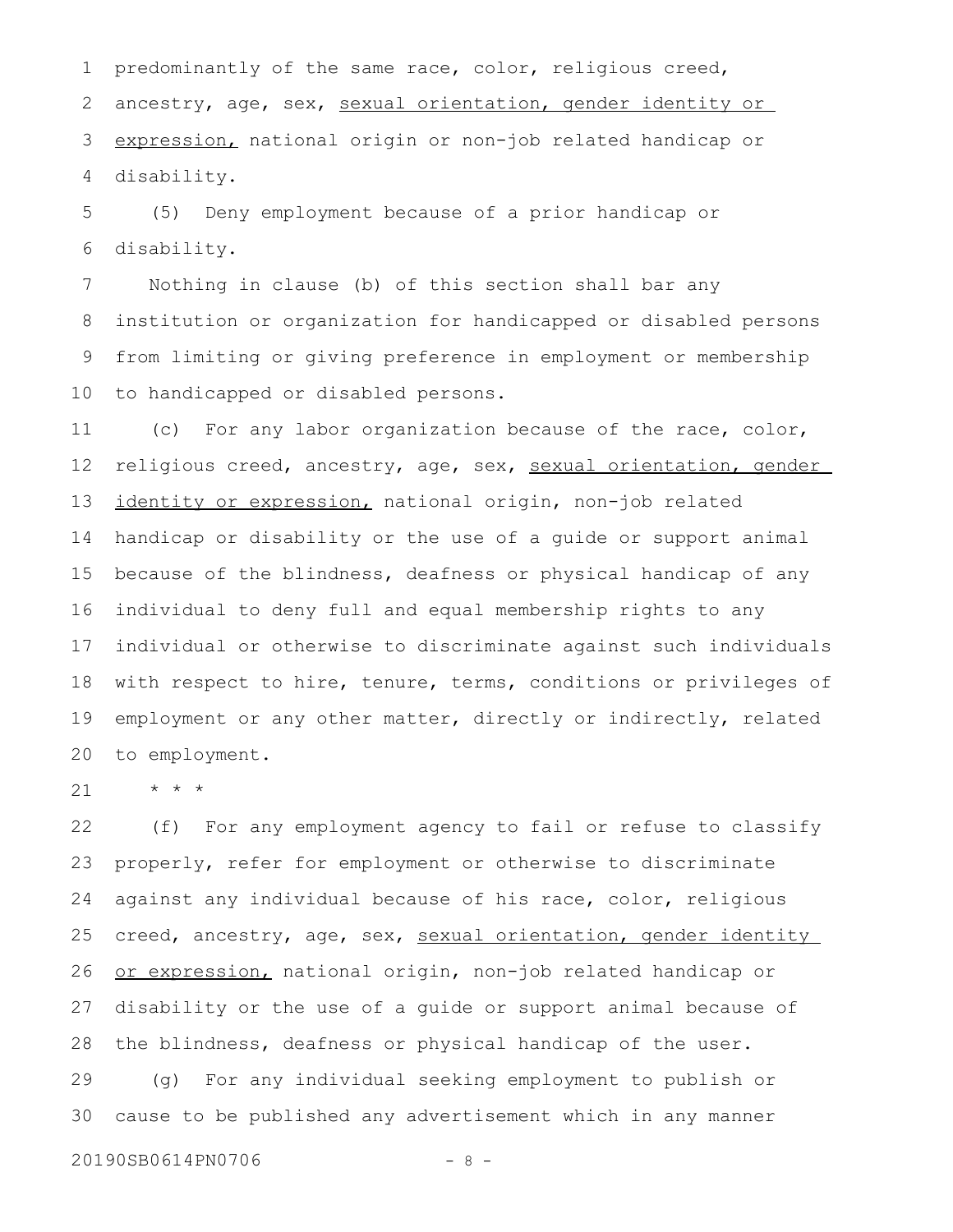predominantly of the same race, color, religious creed, ancestry, age, sex, <u>sexual orientation, gender identity or expression,</u> national origin or non-job related handicap or disability.

(5) Deny employment because of a prior handicap or disability.

Nothing in clause (b) of this section shall bar any institution or organization for handicapped or disabled persons from limiting or giving preference in employment or membership to handicapped or disabled persons.

(c) For any labor organization because of the race, color, religious creed, ancestry, age, sex, <u>sexual orientation, gender identity or expression,</u> national origin, non-job related handicap or disability or the use of a guide or support animal because of the blindness, deafness or physical handicap of any individual to deny full and equal membership rights to any individual or otherwise to discriminate against such individuals with respect to hire, tenure, terms, conditions or privileges of employment or any other matter, directly or indirectly, related to employment.

\* \* \*

(f) For any employment agency to fail or refuse to classify properly, refer for employment or otherwise to discriminate against any individual because of his race, color, religious creed, ancestry, age, sex, <u>sexual orientation, gender identity or expression,</u> national origin, non-job related handicap or disability or the use of a guide or support animal because of the blindness, deafness or physical handicap of the user.

(g) For any individual seeking employment to publish or cause to be published any advertisement which in any manner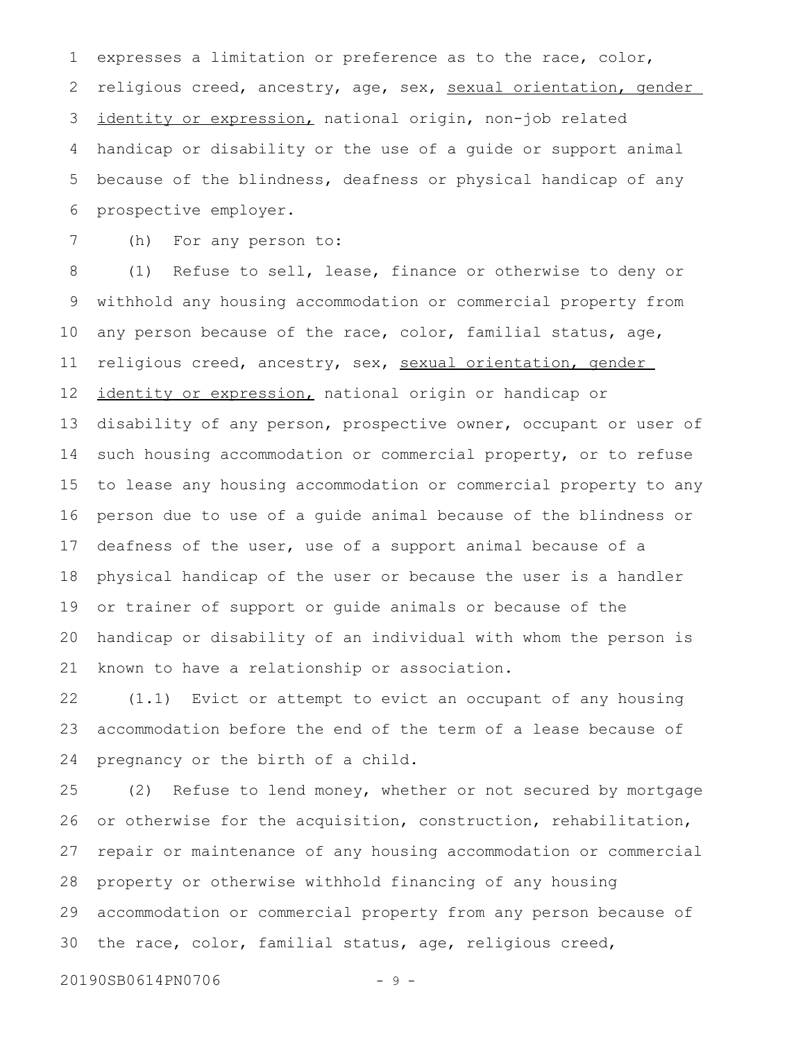expresses a limitation or preference as to the race, color, religious creed, ancestry, age, sex, <u>sexual orientation, gender identity or expression,</u> national origin, non-job related handicap or disability or the use of a guide or support animal because of the blindness, deafness or physical handicap of any prospective employer.

(h) For any person to:

(1) Refuse to sell, lease, finance or otherwise to deny or withhold any housing accommodation or commercial property from any person because of the race, color, familial status, age, religious creed, ancestry, sex, <u>sexual orientation, gender identity or expression,</u> national origin or handicap or disability of any person, prospective owner, occupant or user of such housing accommodation or commercial property, or to refuse to lease any housing accommodation or commercial property to any person due to use of a guide animal because of the blindness or deafness of the user, use of a support animal because of a physical handicap of the user or because the user is a handler or trainer of support or guide animals or because of the handicap or disability of an individual with whom the person is known to have a relationship or association.

(1.1) Evict or attempt to evict an occupant of any housing accommodation before the end of the term of a lease because of pregnancy or the birth of a child.

(2) Refuse to lend money, whether or not secured by mortgage or otherwise for the acquisition, construction, rehabilitation, repair or maintenance of any housing accommodation or commercial property or otherwise withhold financing of any housing accommodation or commercial property from any person because of the race, color, familial status, age, religious creed,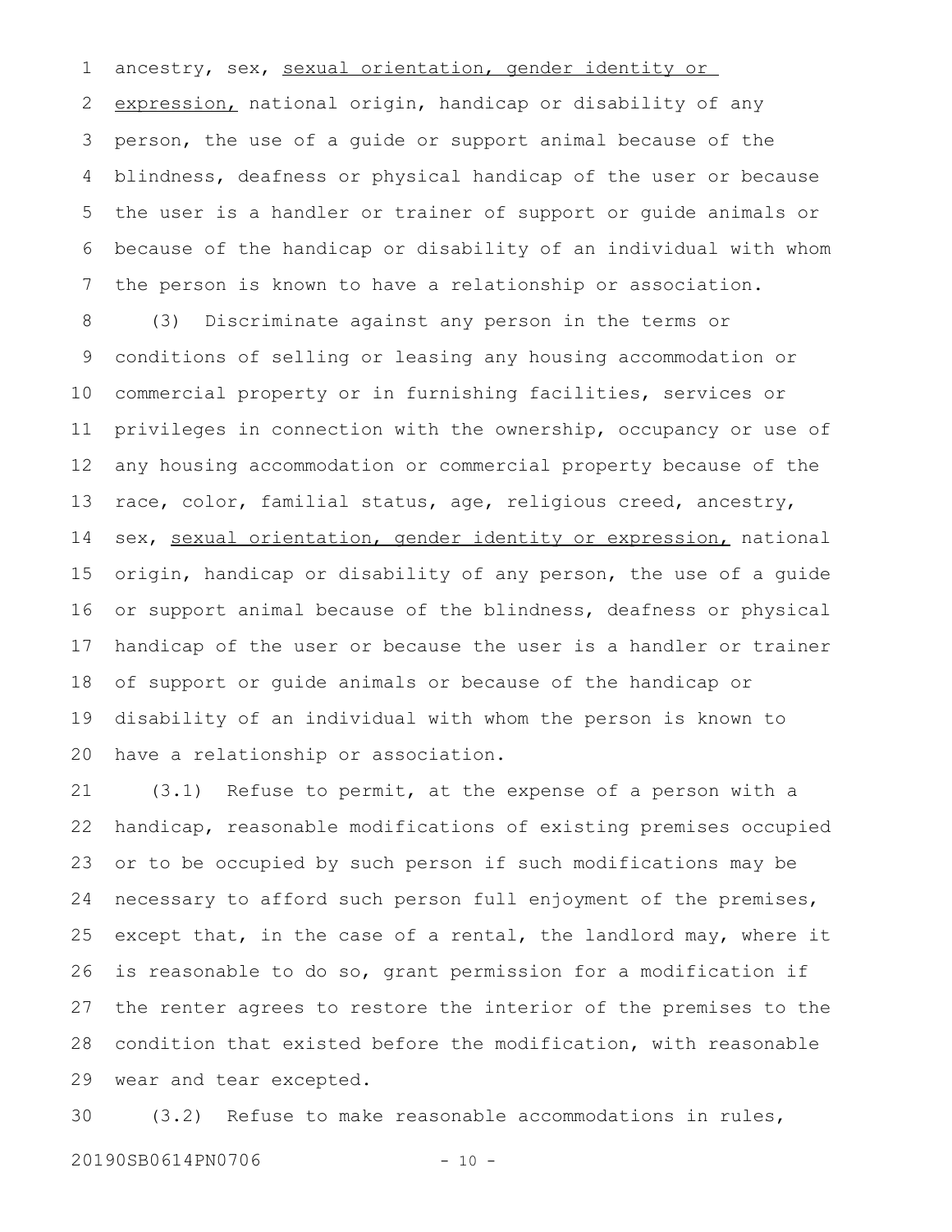ancestry, sex, <u>sexual orientation, gender identity or expression,</u> national origin, handicap or disability of any person, the use of a guide or support animal because of the blindness, deafness or physical handicap of the user or because the user is a handler or trainer of support or guide animals or because of the handicap or disability of an individual with whom the person is known to have a relationship or association.

(3) Discriminate against any person in the terms or conditions of selling or leasing any housing accommodation or commercial property or in furnishing facilities, services or privileges in connection with the ownership, occupancy or use of any housing accommodation or commercial property because of the race, color, familial status, age, religious creed, ancestry, sex, <u>sexual orientation, gender identity or expression,</u> national origin, handicap or disability of any person, the use of a guide or support animal because of the blindness, deafness or physical handicap of the user or because the user is a handler or trainer of support or guide animals or because of the handicap or disability of an individual with whom the person is known to have a relationship or association.

(3.1) Refuse to permit, at the expense of a person with a handicap, reasonable modifications of existing premises occupied or to be occupied by such person if such modifications may be necessary to afford such person full enjoyment of the premises, except that, in the case of a rental, the landlord may, where it is reasonable to do so, grant permission for a modification if the renter agrees to restore the interior of the premises to the condition that existed before the modification, with reasonable wear and tear excepted.

(3.2) Refuse to make reasonable accommodations in rules,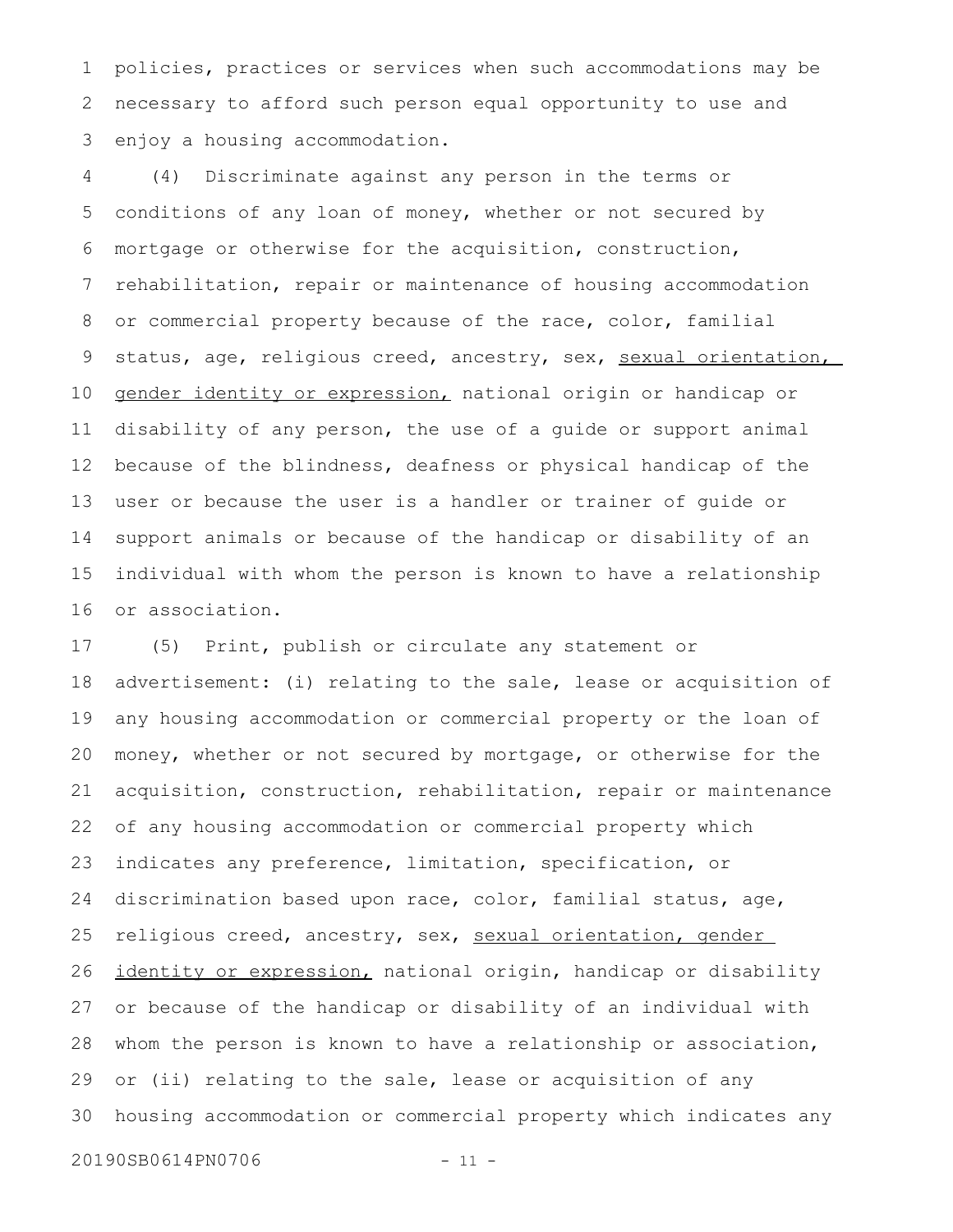policies, practices or services when such accommodations may be necessary to afford such person equal opportunity to use and enjoy a housing accommodation.

(4) Discriminate against any person in the terms or conditions of any loan of money, whether or not secured by mortgage or otherwise for the acquisition, construction, rehabilitation, repair or maintenance of housing accommodation or commercial property because of the race, color, familial status, age, religious creed, ancestry, sex, <u>sexual orientation, gender identity or expression,</u> national origin or handicap or disability of any person, the use of a guide or support animal because of the blindness, deafness or physical handicap of the user or because the user is a handler or trainer of guide or support animals or because of the handicap or disability of an individual with whom the person is known to have a relationship or association.

(5) Print, publish or circulate any statement or advertisement: (i) relating to the sale, lease or acquisition of any housing accommodation or commercial property or the loan of money, whether or not secured by mortgage, or otherwise for the acquisition, construction, rehabilitation, repair or maintenance of any housing accommodation or commercial property which indicates any preference, limitation, specification, or discrimination based upon race, color, familial status, age, religious creed, ancestry, sex, <u>sexual orientation, gender identity or expression,</u> national origin, handicap or disability or because of the handicap or disability of an individual with whom the person is known to have a relationship or association, or (ii) relating to the sale, lease or acquisition of any housing accommodation or commercial property which indicates any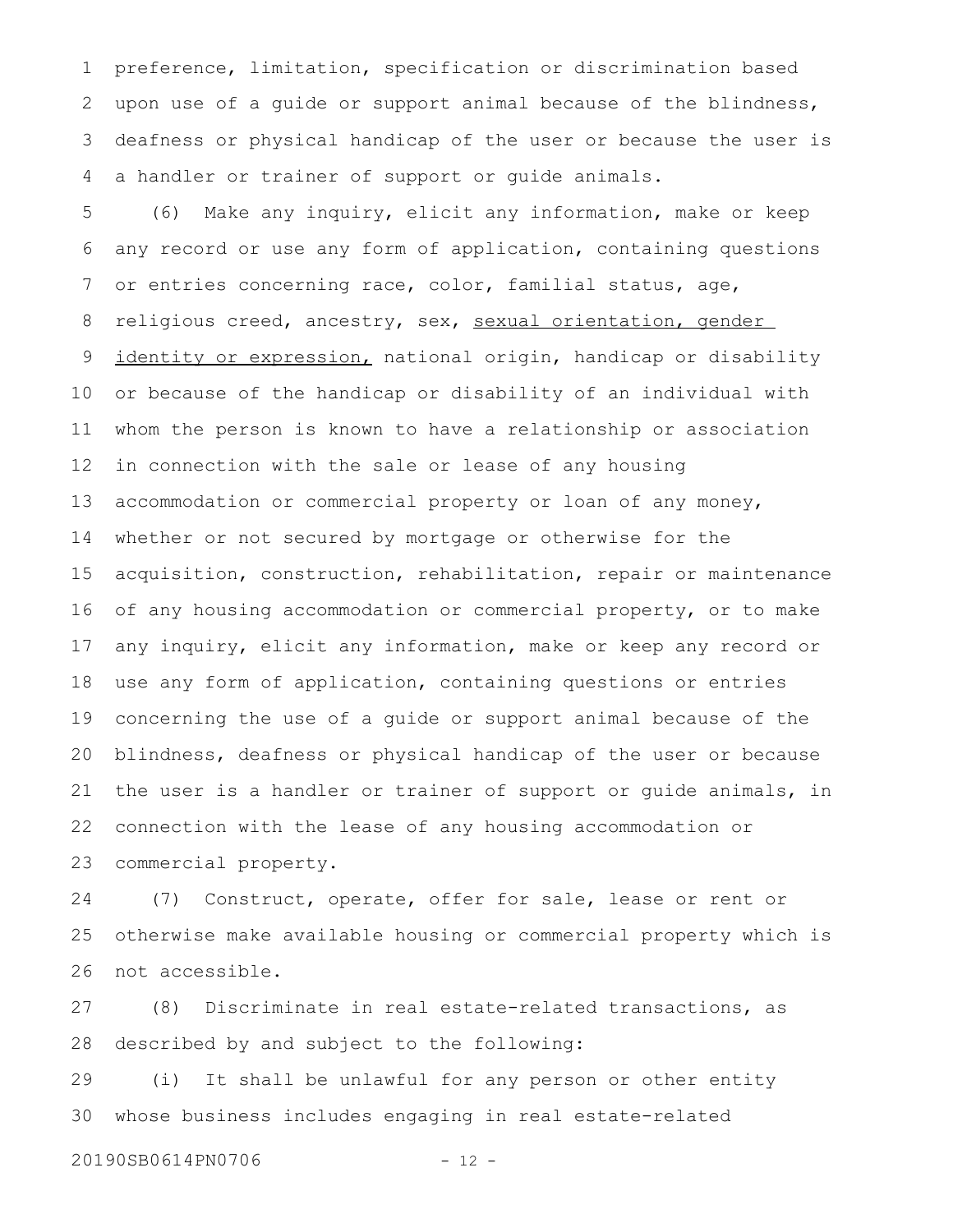preference, limitation, specification or discrimination based upon use of a guide or support animal because of the blindness, deafness or physical handicap of the user or because the user is a handler or trainer of support or guide animals.

(6) Make any inquiry, elicit any information, make or keep any record or use any form of application, containing questions or entries concerning race, color, familial status, age, religious creed, ancestry, sex, <u>sexual orientation, gender identity or expression,</u> national origin, handicap or disability or because of the handicap or disability of an individual with whom the person is known to have a relationship or association in connection with the sale or lease of any housing accommodation or commercial property or loan of any money, whether or not secured by mortgage or otherwise for the acquisition, construction, rehabilitation, repair or maintenance of any housing accommodation or commercial property, or to make any inquiry, elicit any information, make or keep any record or use any form of application, containing questions or entries concerning the use of a guide or support animal because of the blindness, deafness or physical handicap of the user or because the user is a handler or trainer of support or guide animals, in connection with the lease of any housing accommodation or commercial property.

(7) Construct, operate, offer for sale, lease or rent or otherwise make available housing or commercial property which is not accessible.

(8) Discriminate in real estate-related transactions, as described by and subject to the following:

(i) It shall be unlawful for any person or other entity whose business includes engaging in real estate-related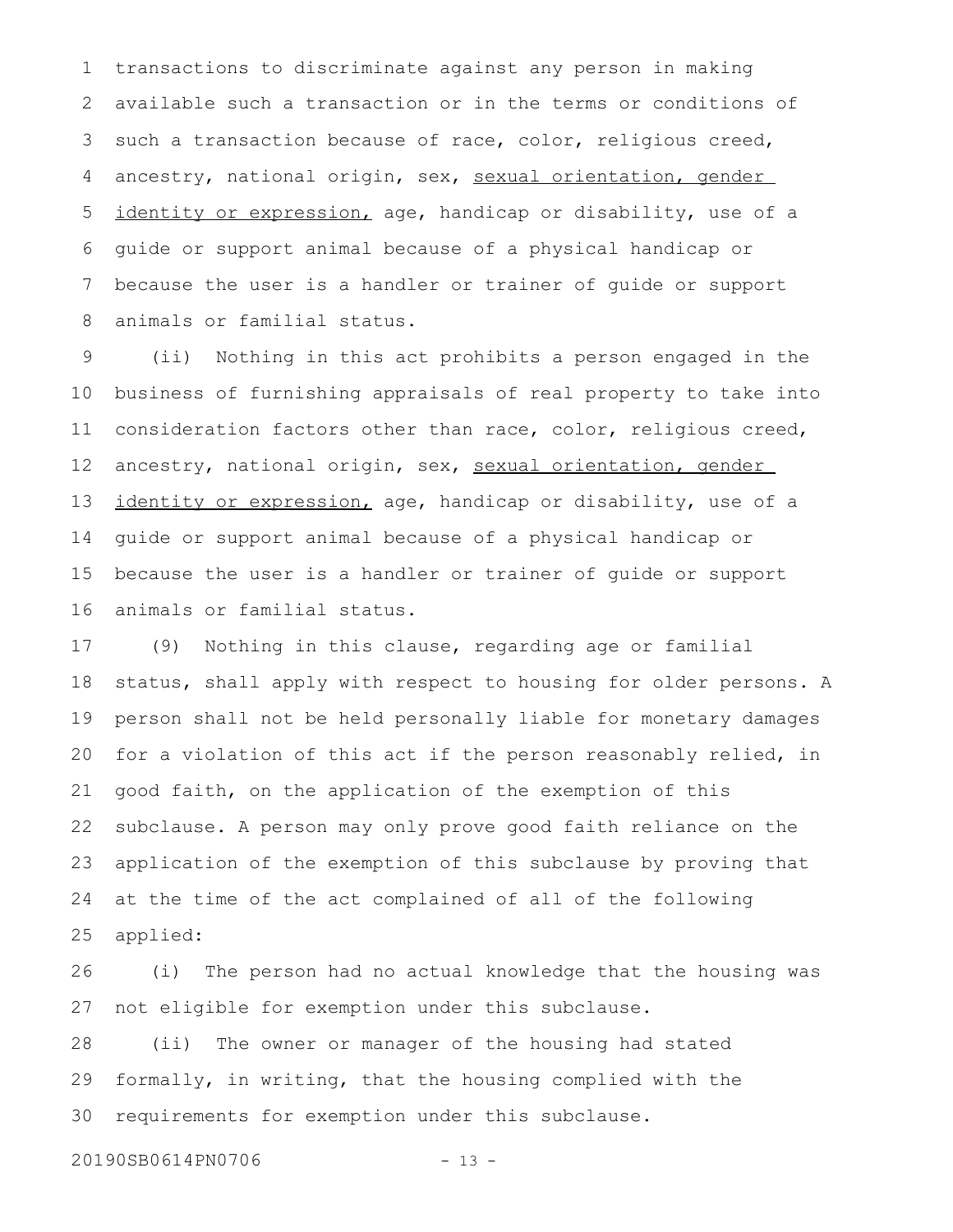transactions to discriminate against any person in making available such a transaction or in the terms or conditions of such a transaction because of race, color, religious creed, ancestry, national origin, sex, <u>sexual orientation, gender identity or expression,</u> age, handicap or disability, use of a guide or support animal because of a physical handicap or because the user is a handler or trainer of guide or support animals or familial status.

(ii) Nothing in this act prohibits a person engaged in the business of furnishing appraisals of real property to take into consideration factors other than race, color, religious creed, ancestry, national origin, sex, <u>sexual orientation, gender identity or expression,</u> age, handicap or disability, use of a guide or support animal because of a physical handicap or because the user is a handler or trainer of guide or support animals or familial status.

(9) Nothing in this clause, regarding age or familial status, shall apply with respect to housing for older persons. A person shall not be held personally liable for monetary damages for a violation of this act if the person reasonably relied, in good faith, on the application of the exemption of this subclause. A person may only prove good faith reliance on the application of the exemption of this subclause by proving that at the time of the act complained of all of the following applied:

(i) The person had no actual knowledge that the housing was not eligible for exemption under this subclause.

(ii) The owner or manager of the housing had stated formally, in writing, that the housing complied with the requirements for exemption under this subclause.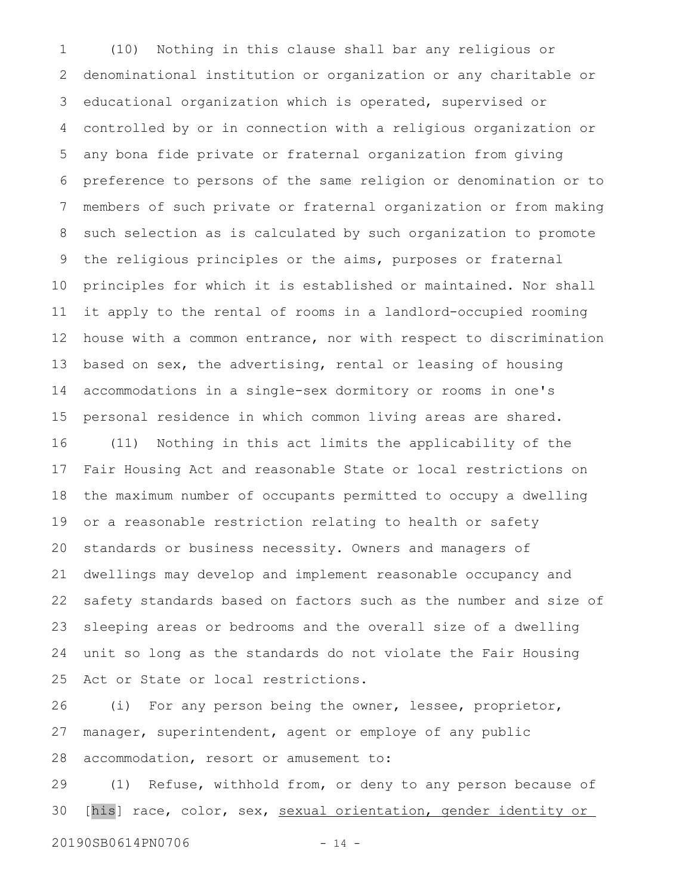(10) Nothing in this clause shall bar any religious or denominational institution or organization or any charitable or educational organization which is operated, supervised or controlled by or in connection with a religious organization or any bona fide private or fraternal organization from giving preference to persons of the same religion or denomination or to members of such private or fraternal organization or from making such selection as is calculated by such organization to promote the religious principles or the aims, purposes or fraternal principles for which it is established or maintained. Nor shall it apply to the rental of rooms in a landlord-occupied rooming house with a common entrance, nor with respect to discrimination based on sex, the advertising, rental or leasing of housing accommodations in a single-sex dormitory or rooms in one's personal residence in which common living areas are shared.

(11) Nothing in this act limits the applicability of the Fair Housing Act and reasonable State or local restrictions on the maximum number of occupants permitted to occupy a dwelling or a reasonable restriction relating to health or safety standards or business necessity. Owners and managers of dwellings may develop and implement reasonable occupancy and safety standards based on factors such as the number and size of sleeping areas or bedrooms and the overall size of a dwelling unit so long as the standards do not violate the Fair Housing Act or State or local restrictions.

(i) For any person being the owner, lessee, proprietor, manager, superintendent, agent or employe of any public accommodation, resort or amusement to:

(1) Refuse, withhold from, or deny to any person because of [his] race, color, sex, <u>sexual orientation, gender identity or</u>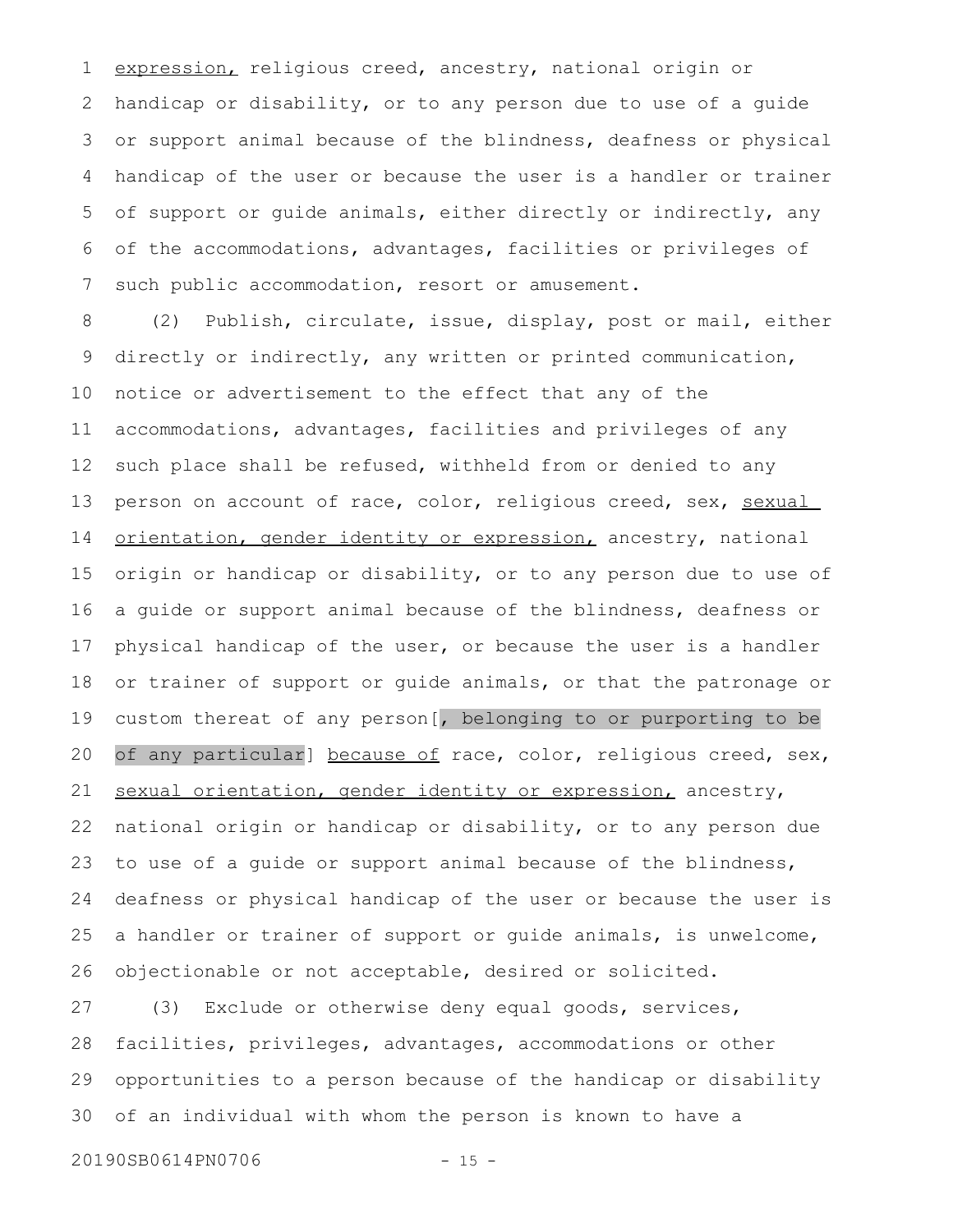expression, religious creed, ancestry, national origin or handicap or disability, or to any person due to use of a guide or support animal because of the blindness, deafness or physical handicap of the user or because the user is a handler or trainer of support or guide animals, either directly or indirectly, any of the accommodations, advantages, facilities or privileges of such public accommodation, resort or amusement.

(2) Publish, circulate, issue, display, post or mail, either directly or indirectly, any written or printed communication, notice or advertisement to the effect that any of the accommodations, advantages, facilities and privileges of any such place shall be refused, withheld from or denied to any person on account of race, color, religious creed, sex, sexual orientation, gender identity or expression, ancestry, national origin or handicap or disability, or to any person due to use of a guide or support animal because of the blindness, deafness or physical handicap of the user, or because the user is a handler or trainer of support or guide animals, or that the patronage or custom thereat of any person[, belonging to or purporting to be of any particular] because of race, color, religious creed, sex, sexual orientation, gender identity or expression, ancestry, national origin or handicap or disability, or to any person due to use of a guide or support animal because of the blindness, deafness or physical handicap of the user or because the user is a handler or trainer of support or guide animals, is unwelcome, objectionable or not acceptable, desired or solicited.

(3) Exclude or otherwise deny equal goods, services, facilities, privileges, advantages, accommodations or other opportunities to a person because of the handicap or disability of an individual with whom the person is known to have a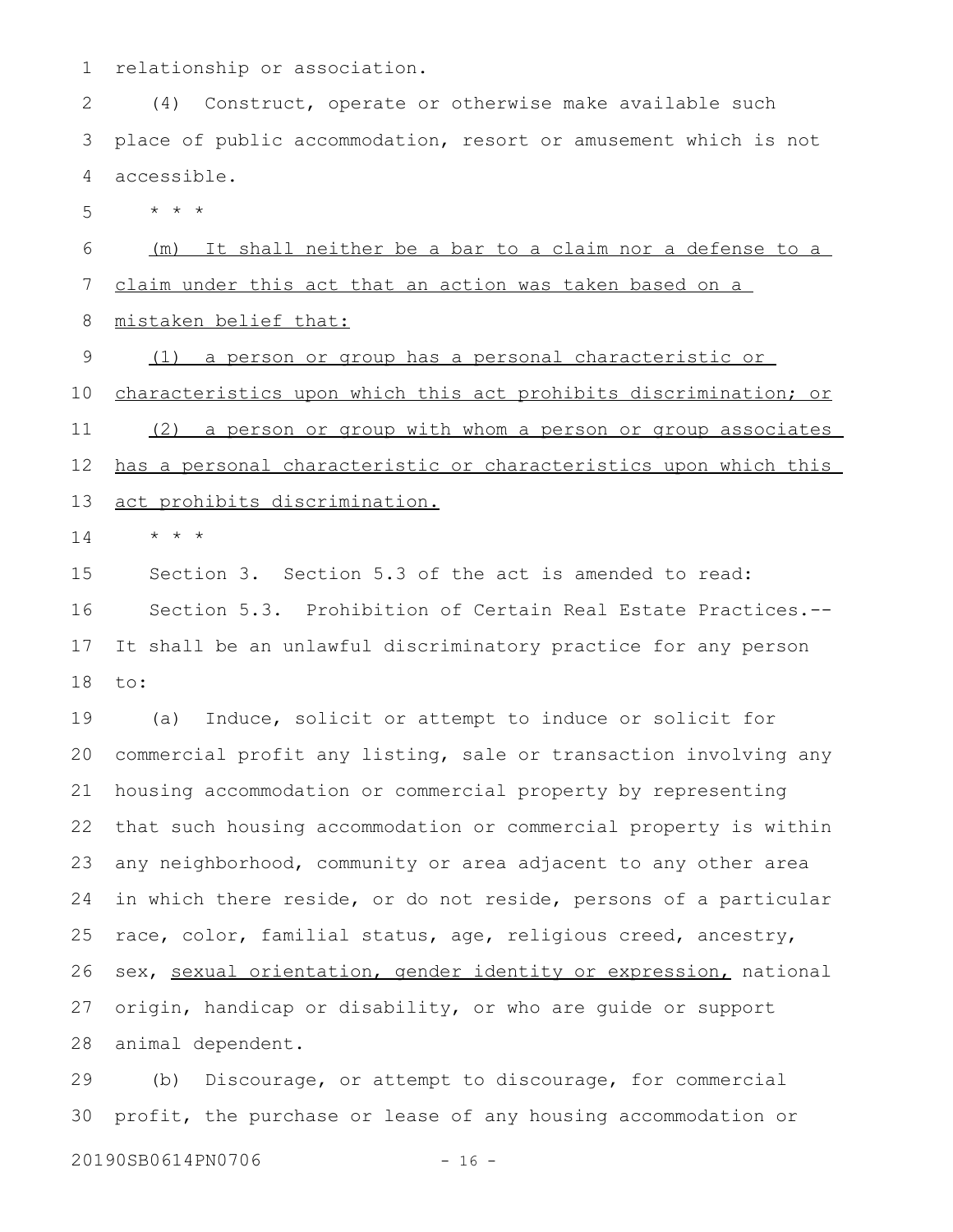relationship or association.

(4) Construct, operate or otherwise make available such place of public accommodation, resort or amusement which is not accessible.

* * *

<u>(m) It shall neither be a bar to a claim nor a defense to a claim under this act that an action was taken based on a mistaken belief that:</u>

<u>(1) a person or group has a personal characteristic or characteristics upon which this act prohibits discrimination; or</u>

<u>(2) a person or group with whom a person or group associates has a personal characteristic or characteristics upon which this act prohibits discrimination.</u>

* * *

Section 3. Section 5.3 of the act is amended to read:

Section 5.3. Prohibition of Certain Real Estate Practices.--It shall be an unlawful discriminatory practice for any person to:

(a) Induce, solicit or attempt to induce or solicit for commercial profit any listing, sale or transaction involving any housing accommodation or commercial property by representing that such housing accommodation or commercial property is within any neighborhood, community or area adjacent to any other area in which there reside, or do not reside, persons of a particular race, color, familial status, age, religious creed, ancestry, sex, <u>sexual orientation, gender identity or expression,</u> national origin, handicap or disability, or who are guide or support animal dependent.

(b) Discourage, or attempt to discourage, for commercial profit, the purchase or lease of any housing accommodation or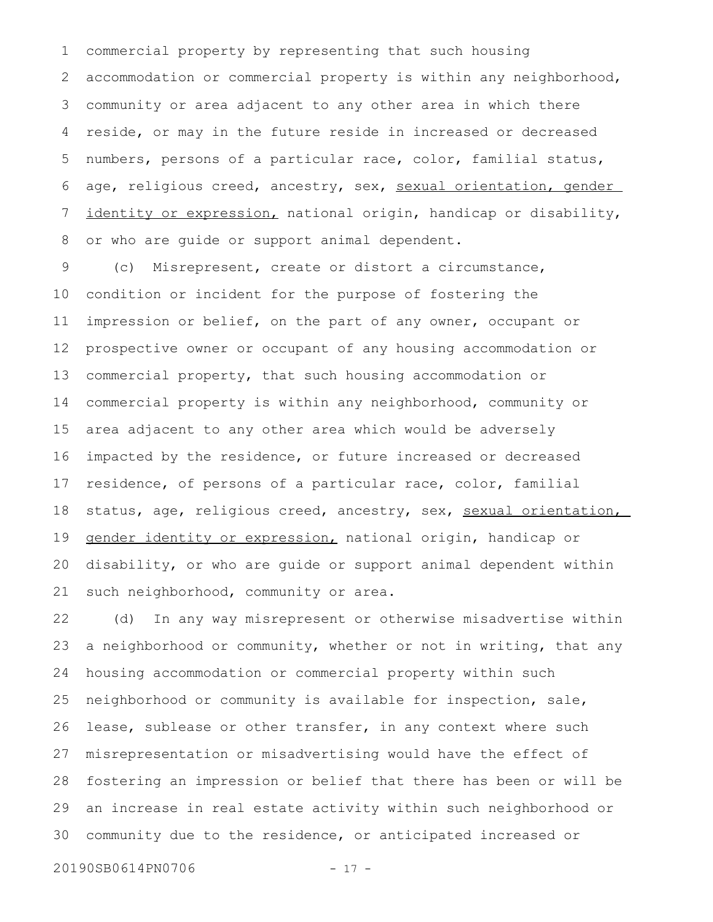commercial property by representing that such housing accommodation or commercial property is within any neighborhood, community or area adjacent to any other area in which there reside, or may in the future reside in increased or decreased numbers, persons of a particular race, color, familial status, age, religious creed, ancestry, sex, <u>sexual orientation, gender identity or expression,</u> national origin, handicap or disability, or who are guide or support animal dependent.

(c) Misrepresent, create or distort a circumstance, condition or incident for the purpose of fostering the impression or belief, on the part of any owner, occupant or prospective owner or occupant of any housing accommodation or commercial property, that such housing accommodation or commercial property is within any neighborhood, community or area adjacent to any other area which would be adversely impacted by the residence, or future increased or decreased residence, of persons of a particular race, color, familial status, age, religious creed, ancestry, sex, <u>sexual orientation, gender identity or expression,</u> national origin, handicap or disability, or who are guide or support animal dependent within such neighborhood, community or area.

(d) In any way misrepresent or otherwise misadvertise within a neighborhood or community, whether or not in writing, that any housing accommodation or commercial property within such neighborhood or community is available for inspection, sale, lease, sublease or other transfer, in any context where such misrepresentation or misadvertising would have the effect of fostering an impression or belief that there has been or will be an increase in real estate activity within such neighborhood or community due to the residence, or anticipated increased or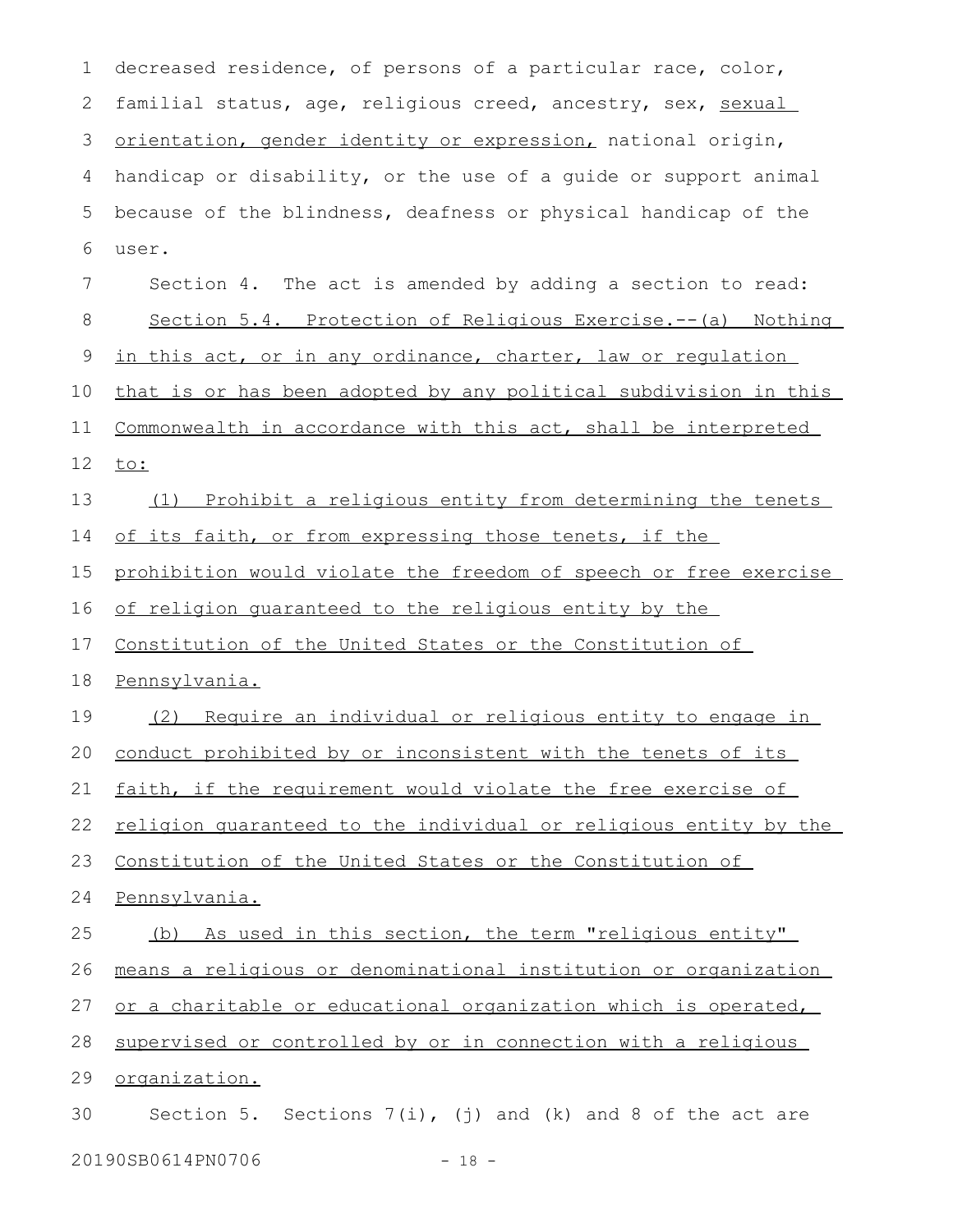decreased residence, of persons of a particular race, color, familial status, age, religious creed, ancestry, sex, sexual orientation, gender identity or expression, national origin, handicap or disability, or the use of a guide or support animal because of the blindness, deafness or physical handicap of the user.

Section 4. The act is amended by adding a section to read:

Section 5.4. Protection of Religious Exercise.--(a) Nothing in this act, or in any ordinance, charter, law or regulation that is or has been adopted by any political subdivision in this Commonwealth in accordance with this act, shall be interpreted to:

(1) Prohibit a religious entity from determining the tenets of its faith, or from expressing those tenets, if the prohibition would violate the freedom of speech or free exercise of religion guaranteed to the religious entity by the Constitution of the United States or the Constitution of Pennsylvania.

(2) Require an individual or religious entity to engage in conduct prohibited by or inconsistent with the tenets of its faith, if the requirement would violate the free exercise of religion guaranteed to the individual or religious entity by the Constitution of the United States or the Constitution of Pennsylvania.

(b) As used in this section, the term "religious entity" means a religious or denominational institution or organization or a charitable or educational organization which is operated, supervised or controlled by or in connection with a religious organization.

Section 5. Sections 7(i), (j) and (k) and 8 of the act are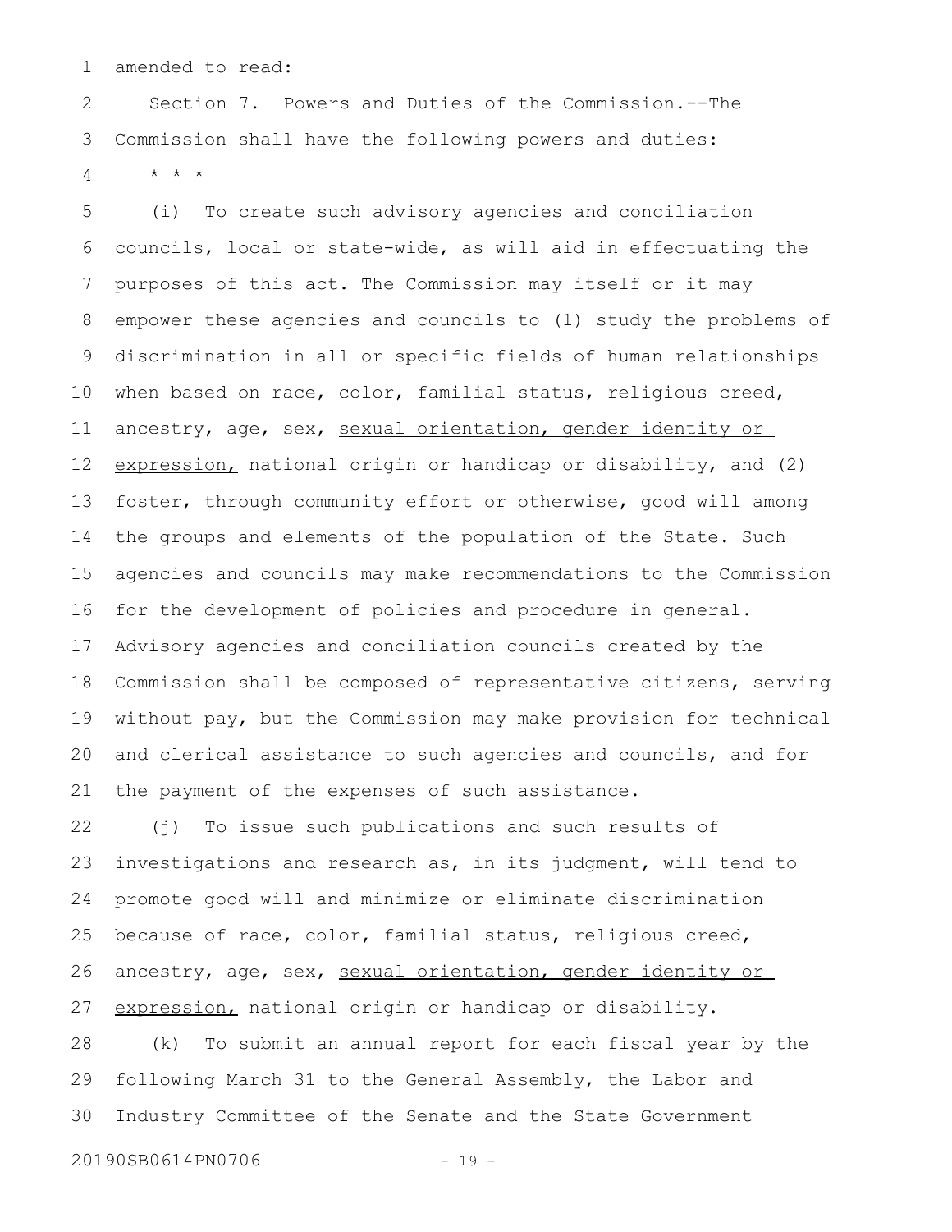amended to read:

Section 7. Powers and Duties of the Commission.--The Commission shall have the following powers and duties:

* * *

(i) To create such advisory agencies and conciliation councils, local or state-wide, as will aid in effectuating the purposes of this act. The Commission may itself or it may empower these agencies and councils to (1) study the problems of discrimination in all or specific fields of human relationships when based on race, color, familial status, religious creed, ancestry, age, sex, <u>sexual orientation, gender identity or expression,</u> national origin or handicap or disability, and (2) foster, through community effort or otherwise, good will among the groups and elements of the population of the State. Such agencies and councils may make recommendations to the Commission for the development of policies and procedure in general. Advisory agencies and conciliation councils created by the Commission shall be composed of representative citizens, serving without pay, but the Commission may make provision for technical and clerical assistance to such agencies and councils, and for the payment of the expenses of such assistance.

(j) To issue such publications and such results of investigations and research as, in its judgment, will tend to promote good will and minimize or eliminate discrimination because of race, color, familial status, religious creed, ancestry, age, sex, <u>sexual orientation, gender identity or expression,</u> national origin or handicap or disability.

(k) To submit an annual report for each fiscal year by the following March 31 to the General Assembly, the Labor and Industry Committee of the Senate and the State Government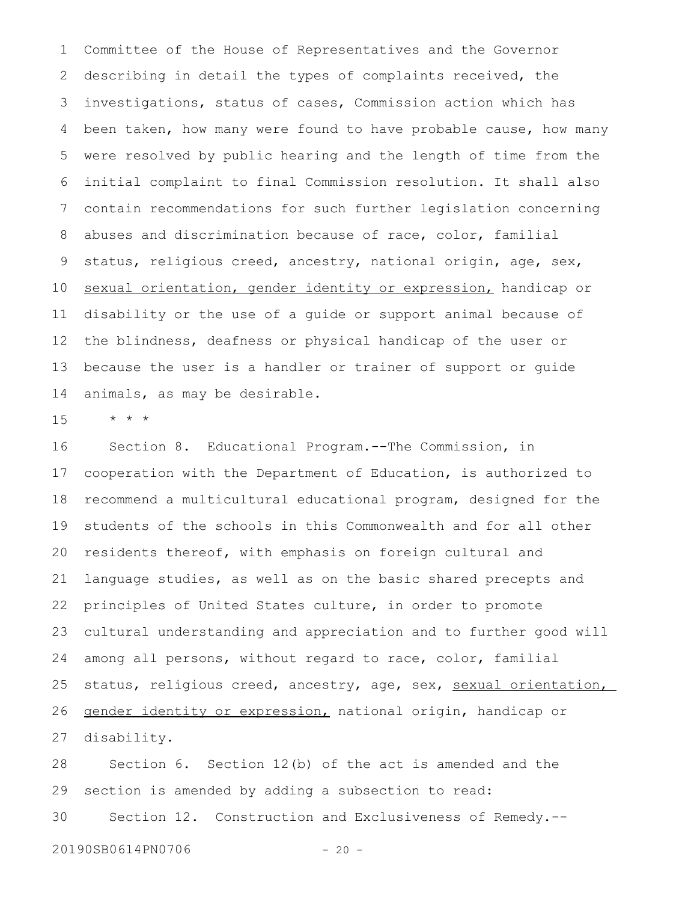Committee of the House of Representatives and the Governor describing in detail the types of complaints received, the investigations, status of cases, Commission action which has been taken, how many were found to have probable cause, how many were resolved by public hearing and the length of time from the initial complaint to final Commission resolution. It shall also contain recommendations for such further legislation concerning abuses and discrimination because of race, color, familial status, religious creed, ancestry, national origin, age, sex, <u>sexual orientation, gender identity or expression,</u> handicap or disability or the use of a guide or support animal because of the blindness, deafness or physical handicap of the user or because the user is a handler or trainer of support or guide animals, as may be desirable.

\* \* \*

Section 8. Educational Program.--The Commission, in cooperation with the Department of Education, is authorized to recommend a multicultural educational program, designed for the students of the schools in this Commonwealth and for all other residents thereof, with emphasis on foreign cultural and language studies, as well as on the basic shared precepts and principles of United States culture, in order to promote cultural understanding and appreciation and to further good will among all persons, without regard to race, color, familial status, religious creed, ancestry, age, sex, <u>sexual orientation, gender identity or expression,</u> national origin, handicap or disability.

Section 6. Section 12(b) of the act is amended and the section is amended by adding a subsection to read:

Section 12. Construction and Exclusiveness of Remedy.--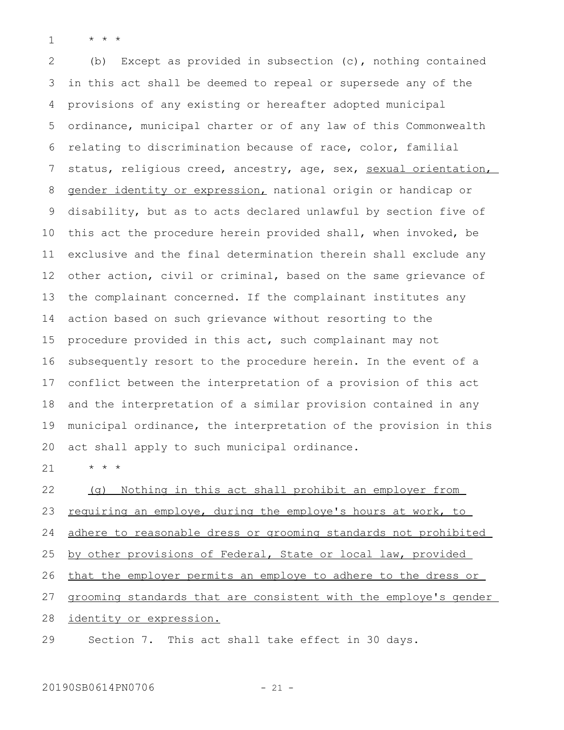* * *

(b) Except as provided in subsection (c), nothing contained in this act shall be deemed to repeal or supersede any of the provisions of any existing or hereafter adopted municipal ordinance, municipal charter or of any law of this Commonwealth relating to discrimination because of race, color, familial status, religious creed, ancestry, age, sex, <u>sexual orientation, gender identity or expression,</u> national origin or handicap or disability, but as to acts declared unlawful by section five of this act the procedure herein provided shall, when invoked, be exclusive and the final determination therein shall exclude any other action, civil or criminal, based on the same grievance of the complainant concerned. If the complainant institutes any action based on such grievance without resorting to the procedure provided in this act, such complainant may not subsequently resort to the procedure herein. In the event of a conflict between the interpretation of a provision of this act and the interpretation of a similar provision contained in any municipal ordinance, the interpretation of the provision in this act shall apply to such municipal ordinance.

* * *

<u>(g) Nothing in this act shall prohibit an employer from requiring an employe, during the employe's hours at work, to adhere to reasonable dress or grooming standards not prohibited by other provisions of Federal, State or local law, provided that the employer permits an employe to adhere to the dress or grooming standards that are consistent with the employe's gender identity or expression.</u>

Section 7. This act shall take effect in 30 days.